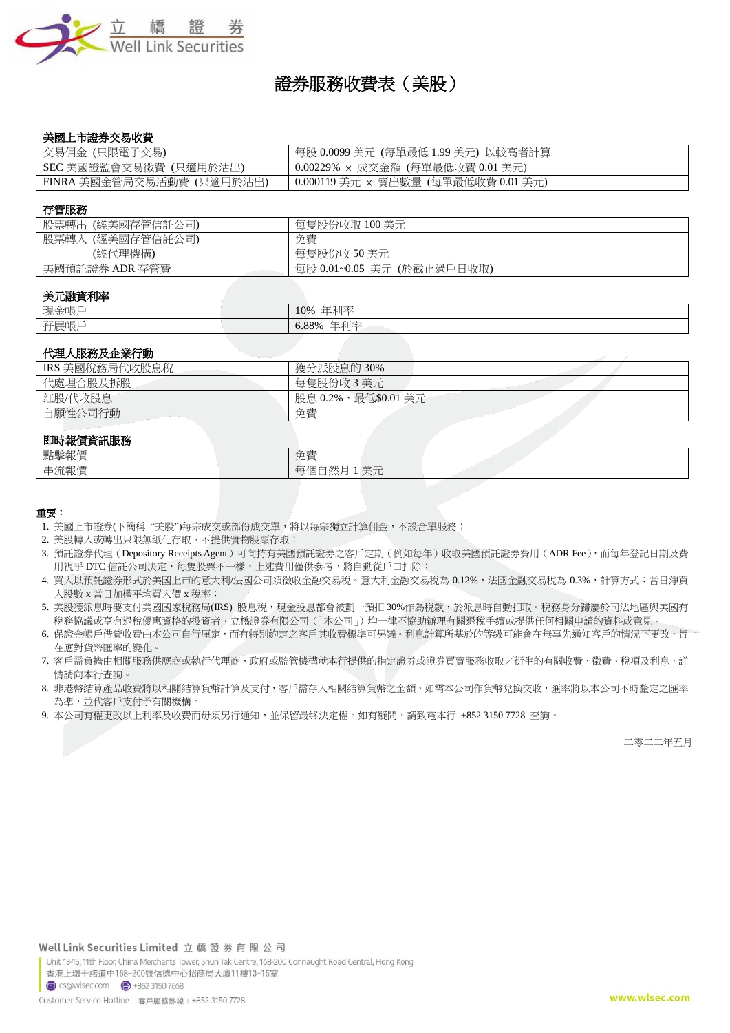立 橋 證 券
Well Link Securities

# 證券服務收費表（美股）

### 美國上市證券交易收費

| | |
|---|---|
| 交易佣金 (只限電子交易) | 每股 0.0099 美元 (每單最低 1.99 美元) 以較高者計算 |
| SEC 美國證監會交易徵費 (只適用於沽出) | 0.00229% × 成交金額 (每單最低收費 0.01 美元) |
| FINRA 美國金管局交易活動費 (只適用於沽出) | 0.000119 美元 × 賣出數量 (每單最低收費 0.01 美元) |

### 存管服務

| | |
|---|---|
| 股票轉出 (經美國存管信託公司) | 每隻股份收取 100 美元 |
| 股票轉入 (經美國存管信託公司)<br>(經代理機構) | 免費<br>每隻股份收 50 美元 |
| 美國預託證券 ADR 存管費 | 每股 0.01~0.05 美元 (於截止過戶日收取) |

### 美元融資利率

| | |
|---|---|
| 現金帳戶 | 10% 年利率 |
| 孖展帳戶 | 6.88% 年利率 |

### 代理人服務及企業行動

| | |
|---|---|
| IRS 美國稅務局代收股息稅 | 獲分派股息的 30% |
| 代處理合股及拆股 | 每隻股份收 3 美元 |
| 紅股/代收股息 | 股息 0.2%，最低$0.01 美元 |
| 自願性公司行動 | 免費 |

### 即時報價資訊服務

| | |
|---|---|
| 點擊報價 | 免費 |
| 串流報價 | 每個自然月 1 美元 |

**重要：**

1. 美國上市證券(下簡稱 "美股")每宗成交或部份成交單，將以每宗獨立計算佣金，不設合單服務；
2. 美股轉入或轉出只限無紙化存取，不提供實物股票存取；
3. 預託證券代理 ( Depository Receipts Agent ) 可向持有美國預託證券之客戶定期 ( 例如每年 ) 收取美國預託證券費用 ( ADR Fee )，而每年登記日期及費用視乎 DTC 信託公司決定，每隻股票不一樣，上述費用僅供參考，將自動從戶口扣除；
4. 買入以預託證券形式於美國上市的意大利/法國公司須徵收金融交易稅。意大利金融交易稅為 0.12%，法國金融交易稅為 0.3%，計算方式：當日淨買入股數 x 當日加權平均買入價 x 稅率；
5. 美股獲派息時要支付美國國家稅務局(IRS) 股息稅，現金股息都會被劃一預扣 30%作為稅款，於派息時自動扣取。稅務身分歸屬於司法地區與美國有稅務協議或享有退稅優惠資格的投資者，立橋證券有限公司 (「本公司」) 均一律不協助辦理有關退稅手續或提供任何相關申請的資料或意見。
6. 保證金帳戶借貸收費由本公司自行厘定，而有特別約定之客戶其收費標準可另議。利息計算所基於的等級可能會在無事先通知客戶的情況下更改，旨在應對貨幣匯率的變化。
7. 客戶需負擔由相關服務供應商或執行代理商、政府或監管機構就本行提供的指定證券或證券買賣服務收取／衍生的有關收費、徵費、稅項及利息，詳情請向本行查詢。
8. 非港幣結算產品收費將以相關結算貨幣計算及支付，客戶需存入相關結算貨幣之金額，如需本公司作貨幣兌換交收，匯率將以本公司不時釐定之匯率為準，並代客戶支付予有關機構。
9. 本公司有權更改以上利率及收費而毋須另行通知，並保留最終決定權。如有疑問，請致電本行 +852 3150 7728 查詢。

二零二二年五月

Well Link Securities Limited 立 橋 證 券 有 限 公 司
Unit 13-15, 11th Floor, China Merchants Tower, Shun Tak Centre, 168-200 Connaught Road Central, Hong Kong
香港上環干諾道中168-200號信德中心招商局大廈11樓13-15室
cs@wlsec.com +852 3150 7668
Customer Service Hotline 客戶服務熱線：+852 3150 7728
www.wlsec.com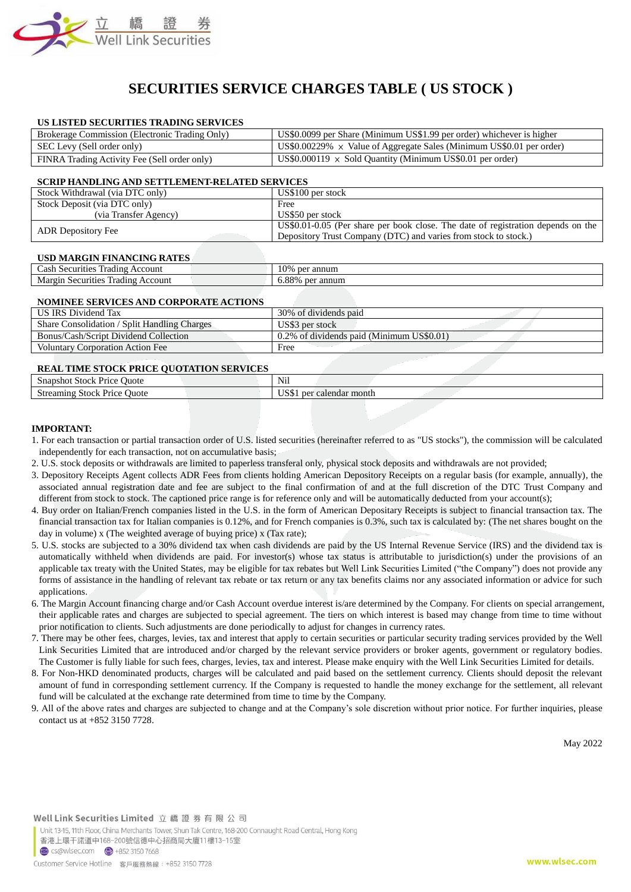# SECURITIES SERVICE CHARGES TABLE ( US STOCK )

**US LISTED SECURITIES TRADING SERVICES**

| | |
|---|---|
| Brokerage Commission (Electronic Trading Only) | US$0.0099 per Share (Minimum US$1.99 per order) whichever is higher |
| SEC Levy (Sell order only) | US$0.00229% × Value of Aggregate Sales (Minimum US$0.01 per order) |
| FINRA Trading Activity Fee (Sell order only) | US$0.000119 × Sold Quantity (Minimum US$0.01 per order) |

**SCRIP HANDLING AND SETTLEMENT-RELATED SERVICES**

| | |
|---|---|
| Stock Withdrawal (via DTC only) | US$100 per stock |
| Stock Deposit (via DTC only) | Free |
| (via Transfer Agency) | US$50 per stock |
| ADR Depository Fee | US$0.01-0.05 (Per share per book close. The date of registration depends on the Depository Trust Company (DTC) and varies from stock to stock.) |

**USD MARGIN FINANCING RATES**

| | |
|---|---|
| Cash Securities Trading Account | 10% per annum |
| Margin Securities Trading Account | 6.88% per annum |

**NOMINEE SERVICES AND CORPORATE ACTIONS**

| | |
|---|---|
| US IRS Dividend Tax | 30% of dividends paid |
| Share Consolidation / Split Handling Charges | US$3 per stock |
| Bonus/Cash/Script Dividend Collection | 0.2% of dividends paid (Minimum US$0.01) |
| Voluntary Corporation Action Fee | Free |

**REAL TIME STOCK PRICE QUOTATION SERVICES**

| | |
|---|---|
| Snapshot Stock Price Quote | Nil |
| Streaming Stock Price Quote | US$1 per calendar month |

**IMPORTANT:**

1. For each transaction or partial transaction order of U.S. listed securities (hereinafter referred to as "US stocks"), the commission will be calculated independently for each transaction, not on accumulative basis;
2. U.S. stock deposits or withdrawals are limited to paperless transferal only, physical stock deposits and withdrawals are not provided;
3. Depository Receipts Agent collects ADR Fees from clients holding American Depository Receipts on a regular basis (for example, annually), the associated annual registration date and fee are subject to the final confirmation of and at the full discretion of the DTC Trust Company and different from stock to stock. The captioned price range is for reference only and will be automatically deducted from your account(s);
4. Buy order on Italian/French companies listed in the U.S. in the form of American Depositary Receipts is subject to financial transaction tax. The financial transaction tax for Italian companies is 0.12%, and for French companies is 0.3%, such tax is calculated by: (The net shares bought on the day in volume) x (The weighted average of buying price) x (Tax rate);
5. U.S. stocks are subjected to a 30% dividend tax when cash dividends are paid by the US Internal Revenue Service (IRS) and the dividend tax is automatically withheld when dividends are paid. For investor(s) whose tax status is attributable to jurisdiction(s) under the provisions of an applicable tax treaty with the United States, may be eligible for tax rebates but Well Link Securities Limited ("the Company") does not provide any forms of assistance in the handling of relevant tax rebate or tax return or any tax benefits claims nor any associated information or advice for such applications.
6. The Margin Account financing charge and/or Cash Account overdue interest is/are determined by the Company. For clients on special arrangement, their applicable rates and charges are subjected to special agreement. The tiers on which interest is based may change from time to time without prior notification to clients. Such adjustments are done periodically to adjust for changes in currency rates.
7. There may be other fees, charges, levies, tax and interest that apply to certain securities or particular security trading services provided by the Well Link Securities Limited that are introduced and/or charged by the relevant service providers or broker agents, government or regulatory bodies. The Customer is fully liable for such fees, charges, levies, tax and interest. Please make enquiry with the Well Link Securities Limited for details.
8. For Non-HKD denominated products, charges will be calculated and paid based on the settlement currency. Clients should deposit the relevant amount of fund in corresponding settlement currency. If the Company is requested to handle the money exchange for the settlement, all relevant fund will be calculated at the exchange rate determined from time to time by the Company.
9. All of the above rates and charges are subjected to change and at the Company's sole discretion without prior notice. For further inquiries, please contact us at +852 3150 7728.

May 2022